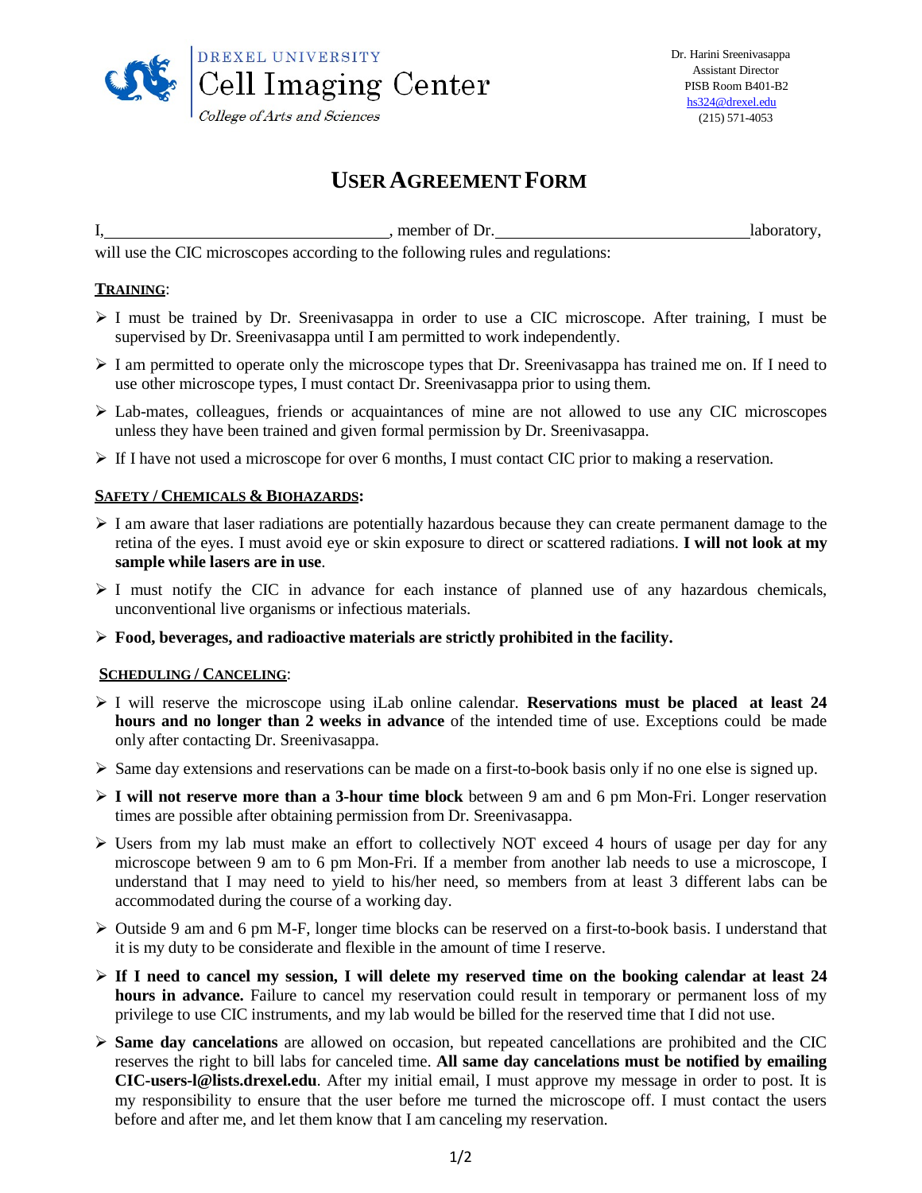DREXEL UNIVERSITY
Cell Imaging Center
*College of Arts and Sciences*

Dr. Harini Sreenivasappa
Assistant Director
PISB Room B401-B2
hs324@drexel.edu
(215) 571-4053

# USER AGREEMENT FORM

I, ________________________________, member of Dr. ______________________________ laboratory, will use the CIC microscopes according to the following rules and regulations:

## TRAINING:

- I must be trained by Dr. Sreenivasappa in order to use a CIC microscope. After training, I must be supervised by Dr. Sreenivasappa until I am permitted to work independently.
- I am permitted to operate only the microscope types that Dr. Sreenivasappa has trained me on. If I need to use other microscope types, I must contact Dr. Sreenivasappa prior to using them.
- Lab-mates, colleagues, friends or acquaintances of mine are not allowed to use any CIC microscopes unless they have been trained and given formal permission by Dr. Sreenivasappa.
- If I have not used a microscope for over 6 months, I must contact CIC prior to making a reservation.

## SAFETY / CHEMICALS & BIOHAZARDS:

- I am aware that laser radiations are potentially hazardous because they can create permanent damage to the retina of the eyes. I must avoid eye or skin exposure to direct or scattered radiations. **I will not look at my sample while lasers are in use**.
- I must notify the CIC in advance for each instance of planned use of any hazardous chemicals, unconventional live organisms or infectious materials.
- **Food, beverages, and radioactive materials are strictly prohibited in the facility.**

## SCHEDULING / CANCELING:

- I will reserve the microscope using iLab online calendar. **Reservations must be placed at least 24 hours and no longer than 2 weeks in advance** of the intended time of use. Exceptions could be made only after contacting Dr. Sreenivasappa.
- Same day extensions and reservations can be made on a first-to-book basis only if no one else is signed up.
- **I will not reserve more than a 3-hour time block** between 9 am and 6 pm Mon-Fri. Longer reservation times are possible after obtaining permission from Dr. Sreenivasappa.
- Users from my lab must make an effort to collectively NOT exceed 4 hours of usage per day for any microscope between 9 am to 6 pm Mon-Fri. If a member from another lab needs to use a microscope, I understand that I may need to yield to his/her need, so members from at least 3 different labs can be accommodated during the course of a working day.
- Outside 9 am and 6 pm M-F, longer time blocks can be reserved on a first-to-book basis. I understand that it is my duty to be considerate and flexible in the amount of time I reserve.
- **If I need to cancel my session, I will delete my reserved time on the booking calendar at least 24 hours in advance.** Failure to cancel my reservation could result in temporary or permanent loss of my privilege to use CIC instruments, and my lab would be billed for the reserved time that I did not use.
- **Same day cancelations** are allowed on occasion, but repeated cancellations are prohibited and the CIC reserves the right to bill labs for canceled time. **All same day cancelations must be notified by emailing CIC-users-l@lists.drexel.edu**. After my initial email, I must approve my message in order to post. It is my responsibility to ensure that the user before me turned the microscope off. I must contact the users before and after me, and let them know that I am canceling my reservation.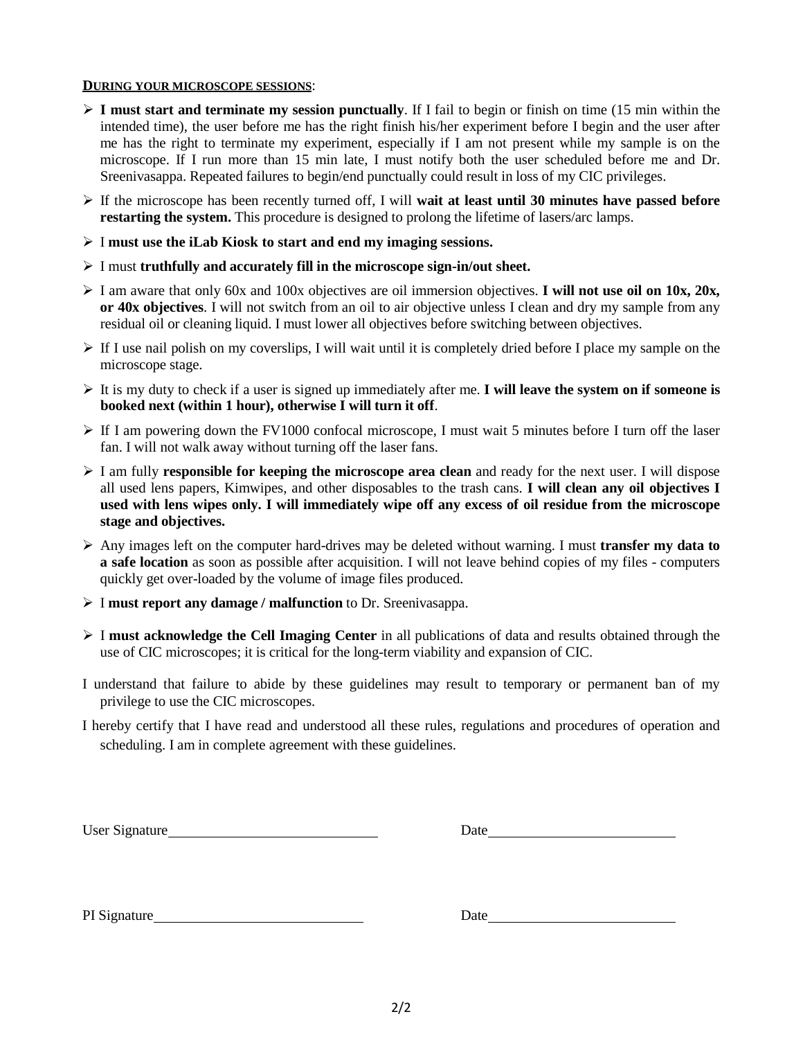**DURING YOUR MICROSCOPE SESSIONS**:

- **I must start and terminate my session punctually**. If I fail to begin or finish on time (15 min within the intended time), the user before me has the right finish his/her experiment before I begin and the user after me has the right to terminate my experiment, especially if I am not present while my sample is on the microscope. If I run more than 15 min late, I must notify both the user scheduled before me and Dr. Sreenivasappa. Repeated failures to begin/end punctually could result in loss of my CIC privileges.
- If the microscope has been recently turned off, I will **wait at least until 30 minutes have passed before restarting the system.** This procedure is designed to prolong the lifetime of lasers/arc lamps.
- I **must use the iLab Kiosk to start and end my imaging sessions.**
- I must **truthfully and accurately fill in the microscope sign-in/out sheet.**
- I am aware that only 60x and 100x objectives are oil immersion objectives. **I will not use oil on 10x, 20x, or 40x objectives**. I will not switch from an oil to air objective unless I clean and dry my sample from any residual oil or cleaning liquid. I must lower all objectives before switching between objectives.
- If I use nail polish on my coverslips, I will wait until it is completely dried before I place my sample on the microscope stage.
- It is my duty to check if a user is signed up immediately after me. **I will leave the system on if someone is booked next (within 1 hour), otherwise I will turn it off**.
- If I am powering down the FV1000 confocal microscope, I must wait 5 minutes before I turn off the laser fan. I will not walk away without turning off the laser fans.
- I am fully **responsible for keeping the microscope area clean** and ready for the next user. I will dispose all used lens papers, Kimwipes, and other disposables to the trash cans. **I will clean any oil objectives I used with lens wipes only. I will immediately wipe off any excess of oil residue from the microscope stage and objectives.**
- Any images left on the computer hard-drives may be deleted without warning. I must **transfer my data to a safe location** as soon as possible after acquisition. I will not leave behind copies of my files - computers quickly get over-loaded by the volume of image files produced.
- I **must report any damage / malfunction** to Dr. Sreenivasappa.
- I **must acknowledge the Cell Imaging Center** in all publications of data and results obtained through the use of CIC microscopes; it is critical for the long-term viability and expansion of CIC.

I understand that failure to abide by these guidelines may result to temporary or permanent ban of my privilege to use the CIC microscopes.

I hereby certify that I have read and understood all these rules, regulations and procedures of operation and scheduling. I am in complete agreement with these guidelines.

User Signature\_\_\_\_\_\_\_\_\_\_\_\_\_\_\_\_\_\_\_\_\_\_\_\_\_\_\_\_ Date\_\_\_\_\_\_\_\_\_\_\_\_\_\_\_\_\_\_\_\_\_\_\_\_\_

PI Signature\_\_\_\_\_\_\_\_\_\_\_\_\_\_\_\_\_\_\_\_\_\_\_\_\_\_\_\_ Date\_\_\_\_\_\_\_\_\_\_\_\_\_\_\_\_\_\_\_\_\_\_\_\_\_